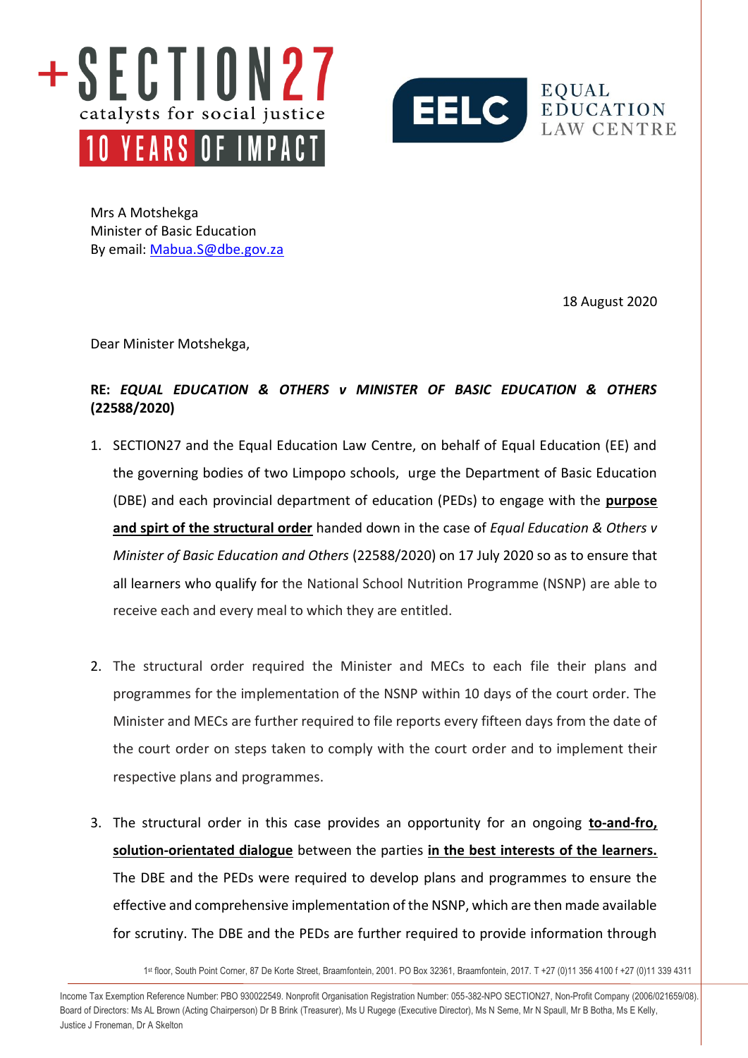Mrs A Motshekga
Minister of Basic Education
By email: Mabua.S@dbe.gov.za

18 August 2020

Dear Minister Motshekga,

**RE: *EQUAL EDUCATION & OTHERS v MINISTER OF BASIC EDUCATION & OTHERS* (22588/2020)**

1. SECTION27 and the Equal Education Law Centre, on behalf of Equal Education (EE) and the governing bodies of two Limpopo schools, urge the Department of Basic Education (DBE) and each provincial department of education (PEDs) to engage with the **purpose and spirt of the structural order** handed down in the case of *Equal Education & Others v Minister of Basic Education and Others* (22588/2020) on 17 July 2020 so as to ensure that all learners who qualify for the National School Nutrition Programme (NSNP) are able to receive each and every meal to which they are entitled.

2. The structural order required the Minister and MECs to each file their plans and programmes for the implementation of the NSNP within 10 days of the court order. The Minister and MECs are further required to file reports every fifteen days from the date of the court order on steps taken to comply with the court order and to implement their respective plans and programmes.

3. The structural order in this case provides an opportunity for an ongoing **to-and-fro, solution-orientated dialogue** between the parties **in the best interests of the learners.** The DBE and the PEDs were required to develop plans and programmes to ensure the effective and comprehensive implementation of the NSNP, which are then made available for scrutiny. The DBE and the PEDs are further required to provide information through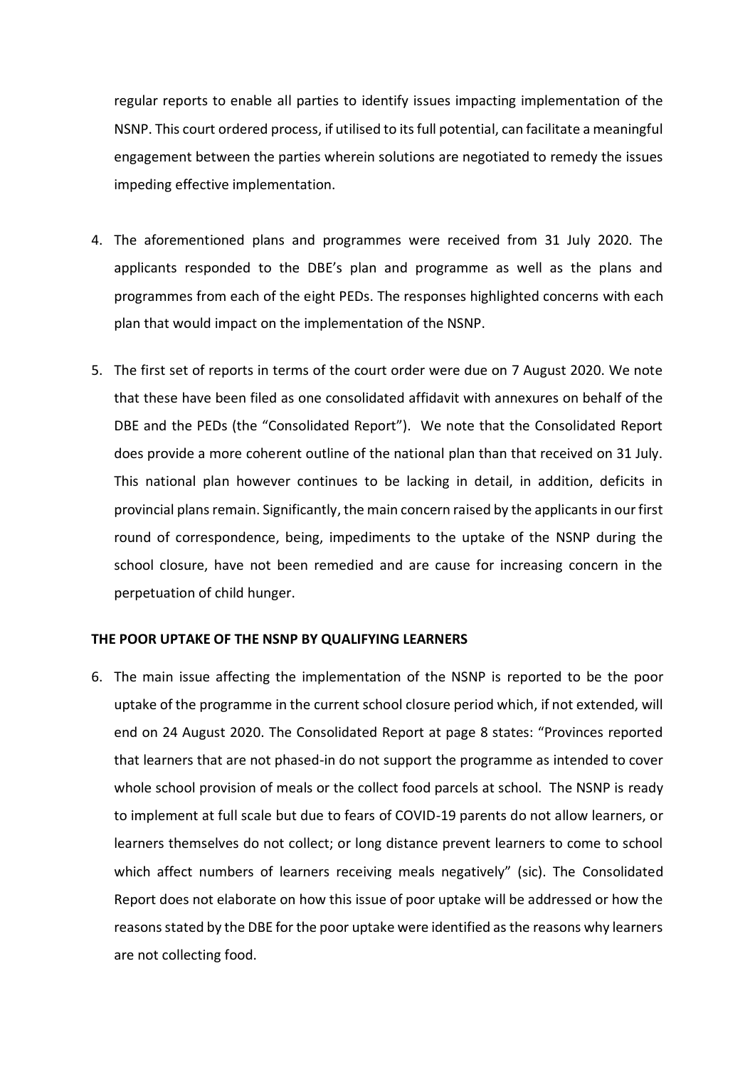regular reports to enable all parties to identify issues impacting implementation of the NSNP. This court ordered process, if utilised to its full potential, can facilitate a meaningful engagement between the parties wherein solutions are negotiated to remedy the issues impeding effective implementation.

4. The aforementioned plans and programmes were received from 31 July 2020. The applicants responded to the DBE's plan and programme as well as the plans and programmes from each of the eight PEDs. The responses highlighted concerns with each plan that would impact on the implementation of the NSNP.

5. The first set of reports in terms of the court order were due on 7 August 2020. We note that these have been filed as one consolidated affidavit with annexures on behalf of the DBE and the PEDs (the "Consolidated Report"). We note that the Consolidated Report does provide a more coherent outline of the national plan than that received on 31 July. This national plan however continues to be lacking in detail, in addition, deficits in provincial plans remain. Significantly, the main concern raised by the applicants in our first round of correspondence, being, impediments to the uptake of the NSNP during the school closure, have not been remedied and are cause for increasing concern in the perpetuation of child hunger.

**THE POOR UPTAKE OF THE NSNP BY QUALIFYING LEARNERS**

6. The main issue affecting the implementation of the NSNP is reported to be the poor uptake of the programme in the current school closure period which, if not extended, will end on 24 August 2020. The Consolidated Report at page 8 states: "Provinces reported that learners that are not phased-in do not support the programme as intended to cover whole school provision of meals or the collect food parcels at school. The NSNP is ready to implement at full scale but due to fears of COVID-19 parents do not allow learners, or learners themselves do not collect; or long distance prevent learners to come to school which affect numbers of learners receiving meals negatively" (sic). The Consolidated Report does not elaborate on how this issue of poor uptake will be addressed or how the reasons stated by the DBE for the poor uptake were identified as the reasons why learners are not collecting food.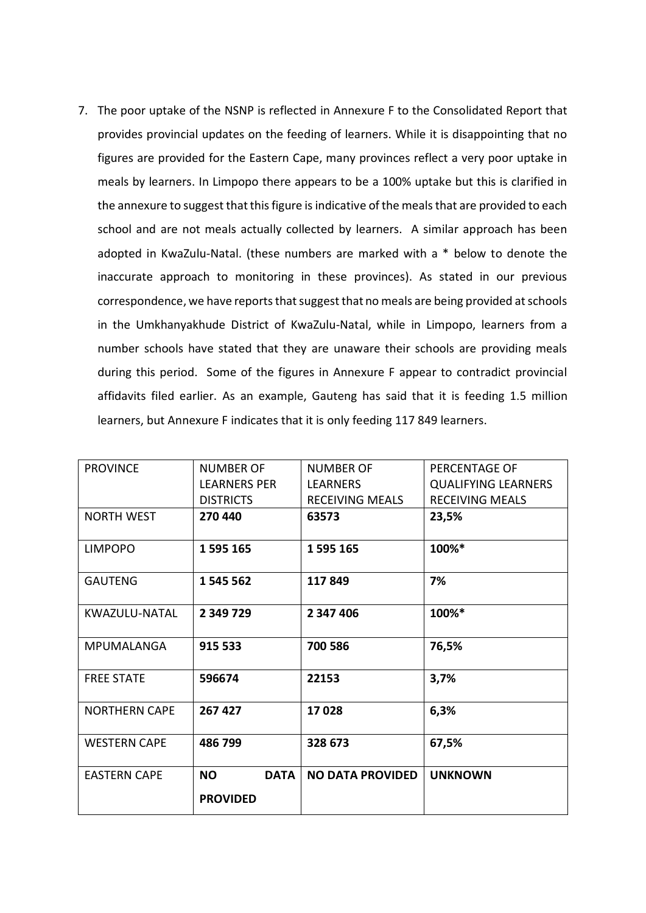7. The poor uptake of the NSNP is reflected in Annexure F to the Consolidated Report that provides provincial updates on the feeding of learners. While it is disappointing that no figures are provided for the Eastern Cape, many provinces reflect a very poor uptake in meals by learners. In Limpopo there appears to be a 100% uptake but this is clarified in the annexure to suggest that this figure is indicative of the meals that are provided to each school and are not meals actually collected by learners. A similar approach has been adopted in KwaZulu-Natal. (these numbers are marked with a * below to denote the inaccurate approach to monitoring in these provinces). As stated in our previous correspondence, we have reports that suggest that no meals are being provided at schools in the Umkhanyakhude District of KwaZulu-Natal, while in Limpopo, learners from a number schools have stated that they are unaware their schools are providing meals during this period. Some of the figures in Annexure F appear to contradict provincial affidavits filed earlier. As an example, Gauteng has said that it is feeding 1.5 million learners, but Annexure F indicates that it is only feeding 117 849 learners.

| PROVINCE | NUMBER OF LEARNERS PER DISTRICTS | NUMBER OF LEARNERS RECEIVING MEALS | PERCENTAGE OF QUALIFYING LEARNERS RECEIVING MEALS |
|---|---|---|---|
| NORTH WEST | **270 440** | **63573** | **23,5%** |
| LIMPOPO | **1 595 165** | **1 595 165** | **100%*** |
| GAUTENG | **1 545 562** | **117 849** | **7%** |
| KWAZULU-NATAL | **2 349 729** | **2 347 406** | **100%*** |
| MPUMALANGA | **915 533** | **700 586** | **76,5%** |
| FREE STATE | **596674** | **22153** | **3,7%** |
| NORTHERN CAPE | **267 427** | **17 028** | **6,3%** |
| WESTERN CAPE | **486 799** | **328 673** | **67,5%** |
| EASTERN CAPE | **NO DATA PROVIDED** | **NO DATA PROVIDED** | **UNKNOWN** |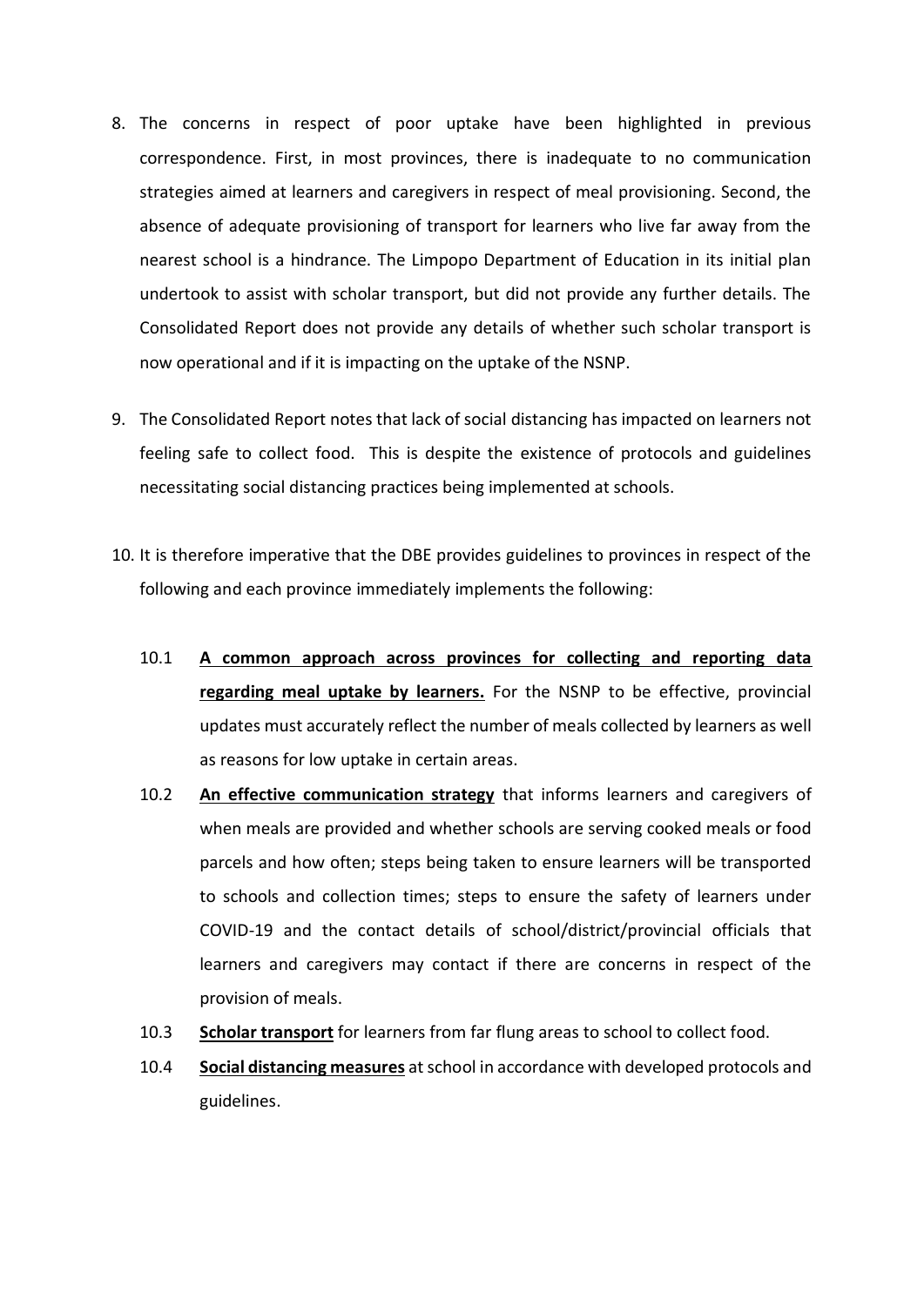8. The concerns in respect of poor uptake have been highlighted in previous correspondence. First, in most provinces, there is inadequate to no communication strategies aimed at learners and caregivers in respect of meal provisioning. Second, the absence of adequate provisioning of transport for learners who live far away from the nearest school is a hindrance. The Limpopo Department of Education in its initial plan undertook to assist with scholar transport, but did not provide any further details. The Consolidated Report does not provide any details of whether such scholar transport is now operational and if it is impacting on the uptake of the NSNP.

9. The Consolidated Report notes that lack of social distancing has impacted on learners not feeling safe to collect food. This is despite the existence of protocols and guidelines necessitating social distancing practices being implemented at schools.

10. It is therefore imperative that the DBE provides guidelines to provinces in respect of the following and each province immediately implements the following:

    10.1 **<u>A common approach across provinces for collecting and reporting data regarding meal uptake by learners.</u>** For the NSNP to be effective, provincial updates must accurately reflect the number of meals collected by learners as well as reasons for low uptake in certain areas.

    10.2 **<u>An effective communication strategy</u>** that informs learners and caregivers of when meals are provided and whether schools are serving cooked meals or food parcels and how often; steps being taken to ensure learners will be transported to schools and collection times; steps to ensure the safety of learners under COVID-19 and the contact details of school/district/provincial officials that learners and caregivers may contact if there are concerns in respect of the provision of meals.

    10.3 **<u>Scholar transport</u>** for learners from far flung areas to school to collect food.

    10.4 **<u>Social distancing measures</u>** at school in accordance with developed protocols and guidelines.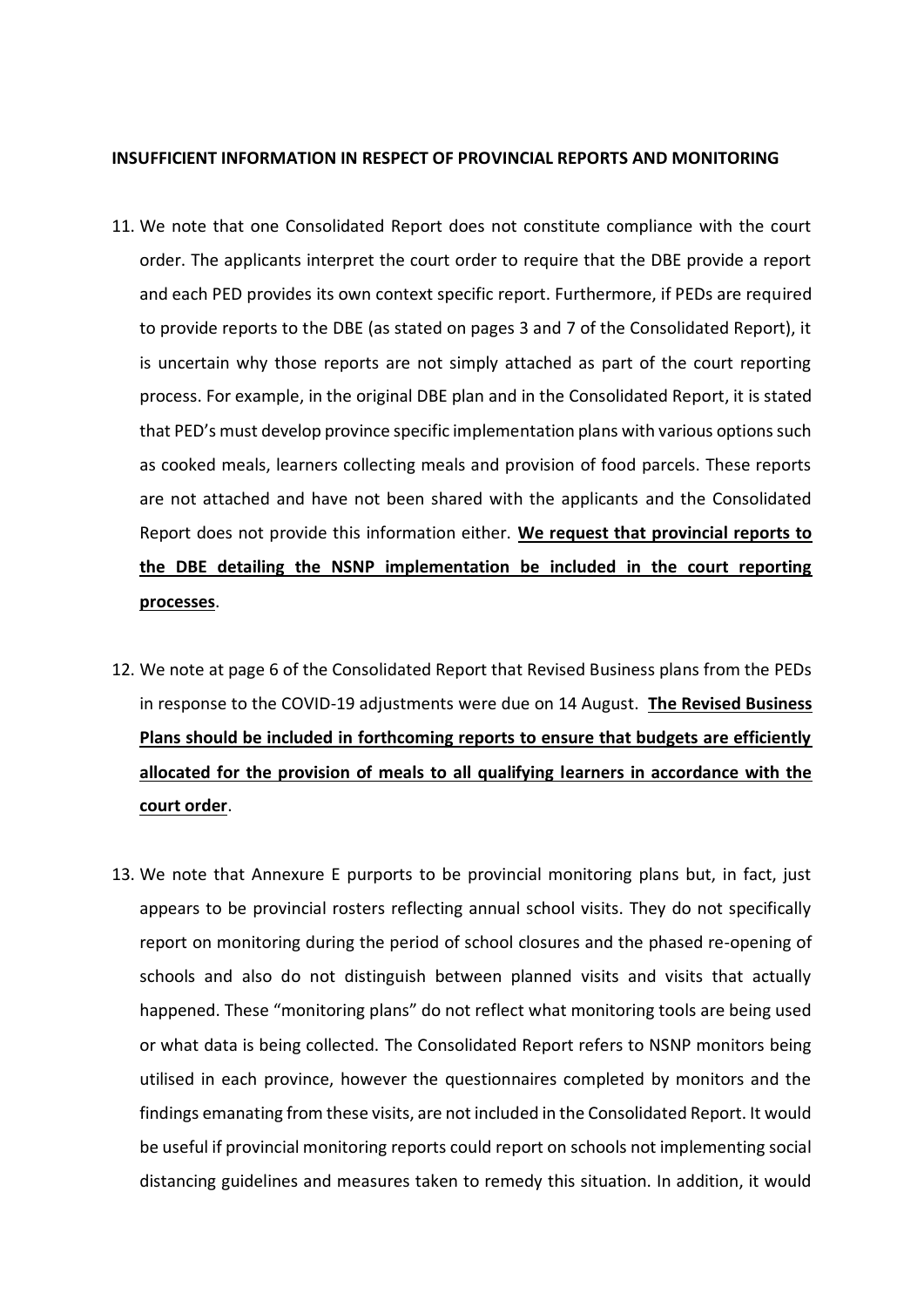**INSUFFICIENT INFORMATION IN RESPECT OF PROVINCIAL REPORTS AND MONITORING**

11. We note that one Consolidated Report does not constitute compliance with the court order. The applicants interpret the court order to require that the DBE provide a report and each PED provides its own context specific report. Furthermore, if PEDs are required to provide reports to the DBE (as stated on pages 3 and 7 of the Consolidated Report), it is uncertain why those reports are not simply attached as part of the court reporting process. For example, in the original DBE plan and in the Consolidated Report, it is stated that PED's must develop province specific implementation plans with various options such as cooked meals, learners collecting meals and provision of food parcels. These reports are not attached and have not been shared with the applicants and the Consolidated Report does not provide this information either. **We request that provincial reports to the DBE detailing the NSNP implementation be included in the court reporting processes**.

12. We note at page 6 of the Consolidated Report that Revised Business plans from the PEDs in response to the COVID-19 adjustments were due on 14 August. **The Revised Business Plans should be included in forthcoming reports to ensure that budgets are efficiently allocated for the provision of meals to all qualifying learners in accordance with the court order**.

13. We note that Annexure E purports to be provincial monitoring plans but, in fact, just appears to be provincial rosters reflecting annual school visits. They do not specifically report on monitoring during the period of school closures and the phased re-opening of schools and also do not distinguish between planned visits and visits that actually happened. These "monitoring plans" do not reflect what monitoring tools are being used or what data is being collected. The Consolidated Report refers to NSNP monitors being utilised in each province, however the questionnaires completed by monitors and the findings emanating from these visits, are not included in the Consolidated Report. It would be useful if provincial monitoring reports could report on schools not implementing social distancing guidelines and measures taken to remedy this situation. In addition, it would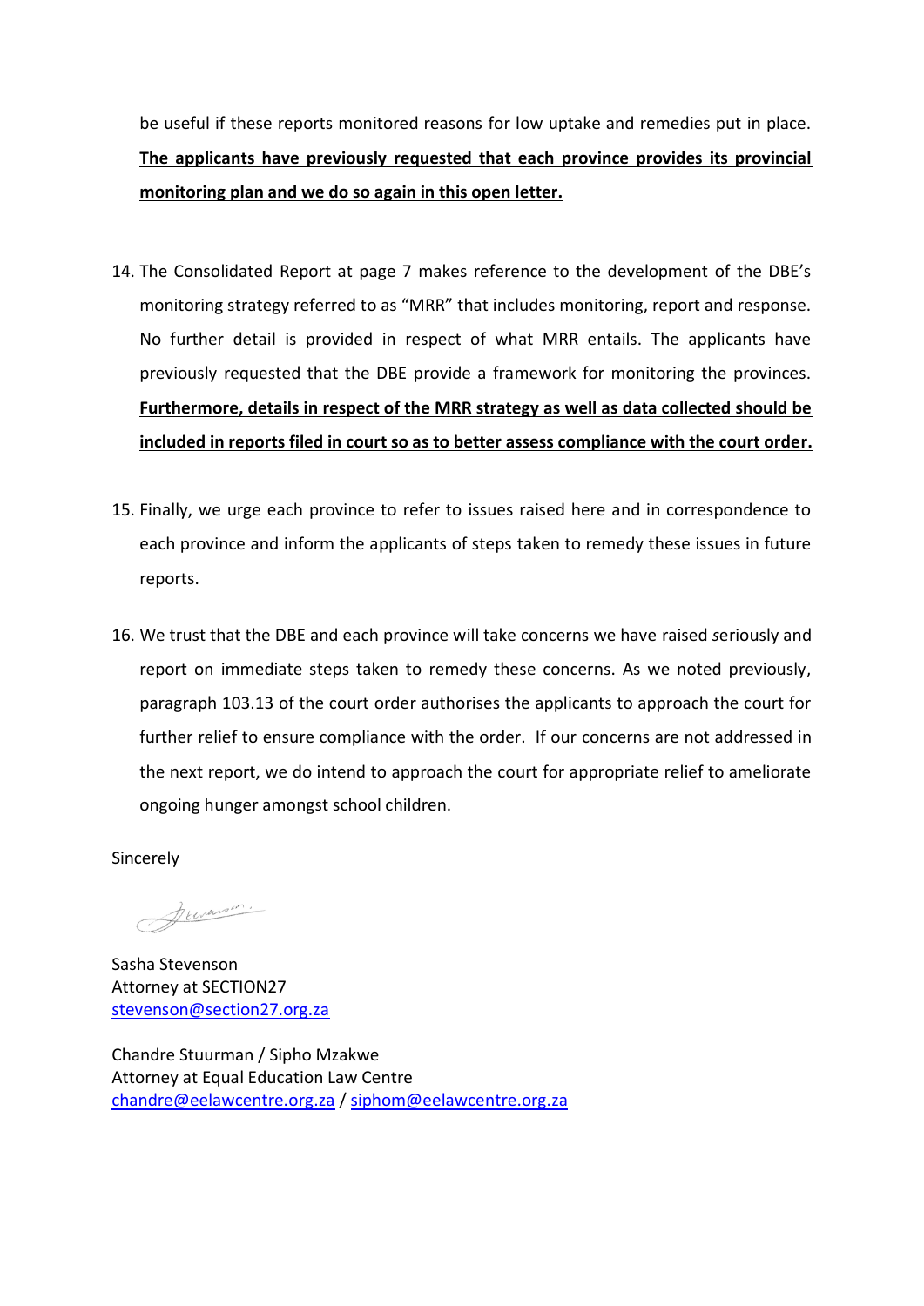be useful if these reports monitored reasons for low uptake and remedies put in place. **The applicants have previously requested that each province provides its provincial monitoring plan and we do so again in this open letter.**

14. The Consolidated Report at page 7 makes reference to the development of the DBE's monitoring strategy referred to as "MRR" that includes monitoring, report and response. No further detail is provided in respect of what MRR entails. The applicants have previously requested that the DBE provide a framework for monitoring the provinces. **Furthermore, details in respect of the MRR strategy as well as data collected should be included in reports filed in court so as to better assess compliance with the court order.**

15. Finally, we urge each province to refer to issues raised here and in correspondence to each province and inform the applicants of steps taken to remedy these issues in future reports.

16. We trust that the DBE and each province will take concerns we have raised *s*eriously and report on immediate steps taken to remedy these concerns. As we noted previously, paragraph 103.13 of the court order authorises the applicants to approach the court for further relief to ensure compliance with the order. If our concerns are not addressed in the next report, we do intend to approach the court for appropriate relief to ameliorate ongoing hunger amongst school children.

Sincerely

Sasha Stevenson
Attorney at SECTION27
stevenson@section27.org.za

Chandre Stuurman / Sipho Mzakwe
Attorney at Equal Education Law Centre
chandre@eelawcentre.org.za / siphom@eelawcentre.org.za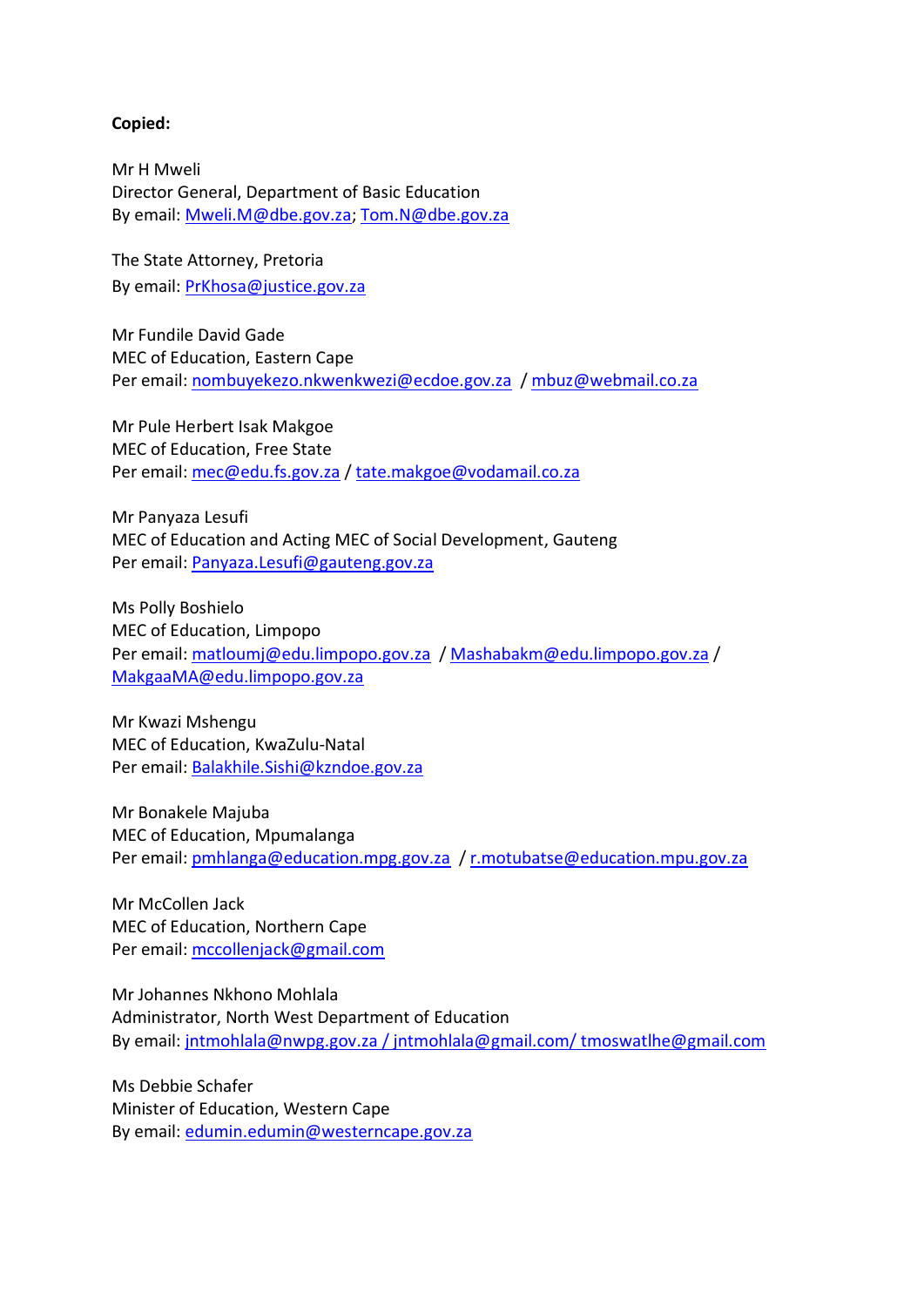**Copied:**

Mr H Mweli
Director General, Department of Basic Education
By email: Mweli.M@dbe.gov.za; Tom.N@dbe.gov.za

The State Attorney, Pretoria
By email: PrKhosa@justice.gov.za

Mr Fundile David Gade
MEC of Education, Eastern Cape
Per email: nombuyekezo.nkwenkwezi@ecdoe.gov.za / mbuz@webmail.co.za

Mr Pule Herbert Isak Makgoe
MEC of Education, Free State
Per email: mec@edu.fs.gov.za / tate.makgoe@vodamail.co.za

Mr Panyaza Lesufi
MEC of Education and Acting MEC of Social Development, Gauteng
Per email: Panyaza.Lesufi@gauteng.gov.za

Ms Polly Boshielo
MEC of Education, Limpopo
Per email: matloumj@edu.limpopo.gov.za / Mashabakm@edu.limpopo.gov.za / MakgaaMA@edu.limpopo.gov.za

Mr Kwazi Mshengu
MEC of Education, KwaZulu-Natal
Per email: Balakhile.Sishi@kzndoe.gov.za

Mr Bonakele Majuba
MEC of Education, Mpumalanga
Per email: pmhlanga@education.mpg.gov.za / r.motubatse@education.mpu.gov.za

Mr McCollen Jack
MEC of Education, Northern Cape
Per email: mccollenjack@gmail.com

Mr Johannes Nkhono Mohlala
Administrator, North West Department of Education
By email: jntmohlala@nwpg.gov.za / jntmohlala@gmail.com/ tmoswatlhe@gmail.com

Ms Debbie Schafer
Minister of Education, Western Cape
By email: edumin.edumin@westerncape.gov.za